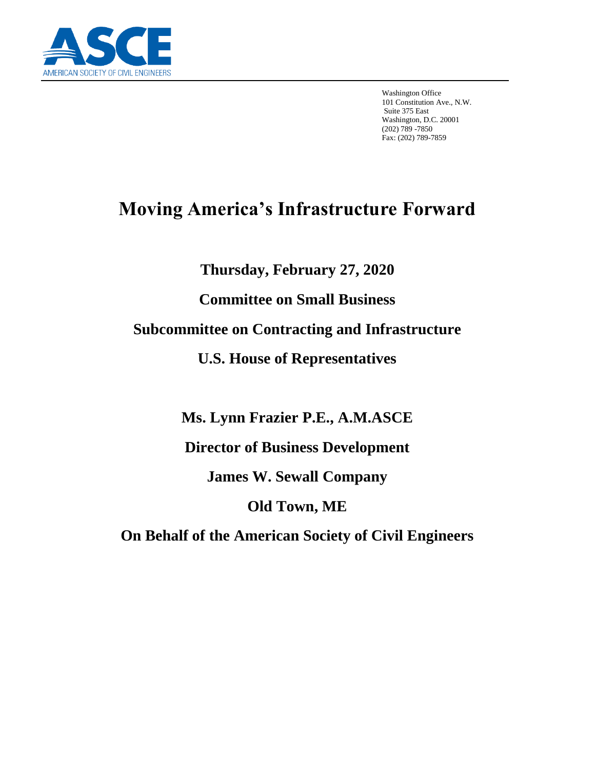ASCE

AMERICAN SOCIETY OF CIVIL ENGINEERS

Washington Office
101 Constitution Ave., N.W.
Suite 375 East
Washington, D.C. 20001
(202) 789 -7850
Fax: (202) 789-7859

# Moving America's Infrastructure Forward

**Thursday, February 27, 2020**

**Committee on Small Business**

**Subcommittee on Contracting and Infrastructure**

**U.S. House of Representatives**

**Ms. Lynn Frazier P.E., A.M.ASCE**

**Director of Business Development**

**James W. Sewall Company**

**Old Town, ME**

**On Behalf of the American Society of Civil Engineers**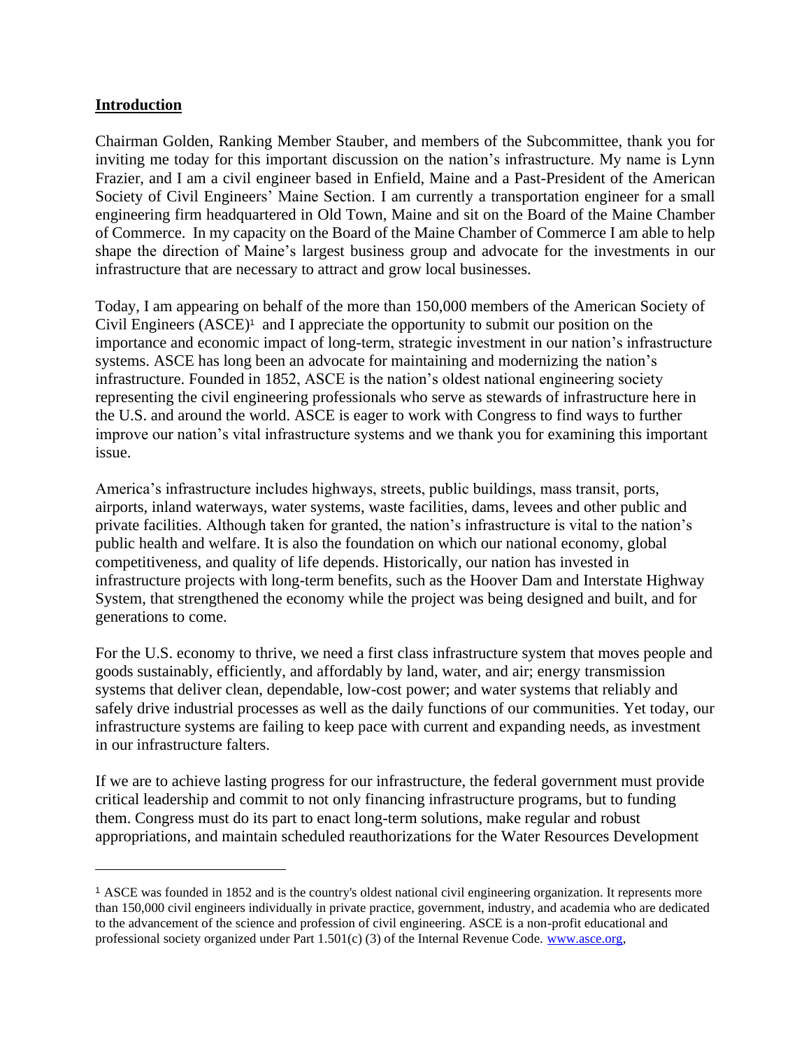## Introduction

Chairman Golden, Ranking Member Stauber, and members of the Subcommittee, thank you for inviting me today for this important discussion on the nation's infrastructure. My name is Lynn Frazier, and I am a civil engineer based in Enfield, Maine and a Past-President of the American Society of Civil Engineers' Maine Section. I am currently a transportation engineer for a small engineering firm headquartered in Old Town, Maine and sit on the Board of the Maine Chamber of Commerce. In my capacity on the Board of the Maine Chamber of Commerce I am able to help shape the direction of Maine's largest business group and advocate for the investments in our infrastructure that are necessary to attract and grow local businesses.

Today, I am appearing on behalf of the more than 150,000 members of the American Society of Civil Engineers (ASCE)[1] and I appreciate the opportunity to submit our position on the importance and economic impact of long-term, strategic investment in our nation's infrastructure systems. ASCE has long been an advocate for maintaining and modernizing the nation's infrastructure. Founded in 1852, ASCE is the nation's oldest national engineering society representing the civil engineering professionals who serve as stewards of infrastructure here in the U.S. and around the world. ASCE is eager to work with Congress to find ways to further improve our nation's vital infrastructure systems and we thank you for examining this important issue.

America's infrastructure includes highways, streets, public buildings, mass transit, ports, airports, inland waterways, water systems, waste facilities, dams, levees and other public and private facilities. Although taken for granted, the nation's infrastructure is vital to the nation's public health and welfare. It is also the foundation on which our national economy, global competitiveness, and quality of life depends. Historically, our nation has invested in infrastructure projects with long-term benefits, such as the Hoover Dam and Interstate Highway System, that strengthened the economy while the project was being designed and built, and for generations to come.

For the U.S. economy to thrive, we need a first class infrastructure system that moves people and goods sustainably, efficiently, and affordably by land, water, and air; energy transmission systems that deliver clean, dependable, low-cost power; and water systems that reliably and safely drive industrial processes as well as the daily functions of our communities. Yet today, our infrastructure systems are failing to keep pace with current and expanding needs, as investment in our infrastructure falters.

If we are to achieve lasting progress for our infrastructure, the federal government must provide critical leadership and commit to not only financing infrastructure programs, but to funding them. Congress must do its part to enact long-term solutions, make regular and robust appropriations, and maintain scheduled reauthorizations for the Water Resources Development

---

[1] ASCE was founded in 1852 and is the country's oldest national civil engineering organization. It represents more than 150,000 civil engineers individually in private practice, government, industry, and academia who are dedicated to the advancement of the science and profession of civil engineering. ASCE is a non-profit educational and professional society organized under Part 1.501(c) (3) of the Internal Revenue Code. [www.asce.org](http://www.asce.org),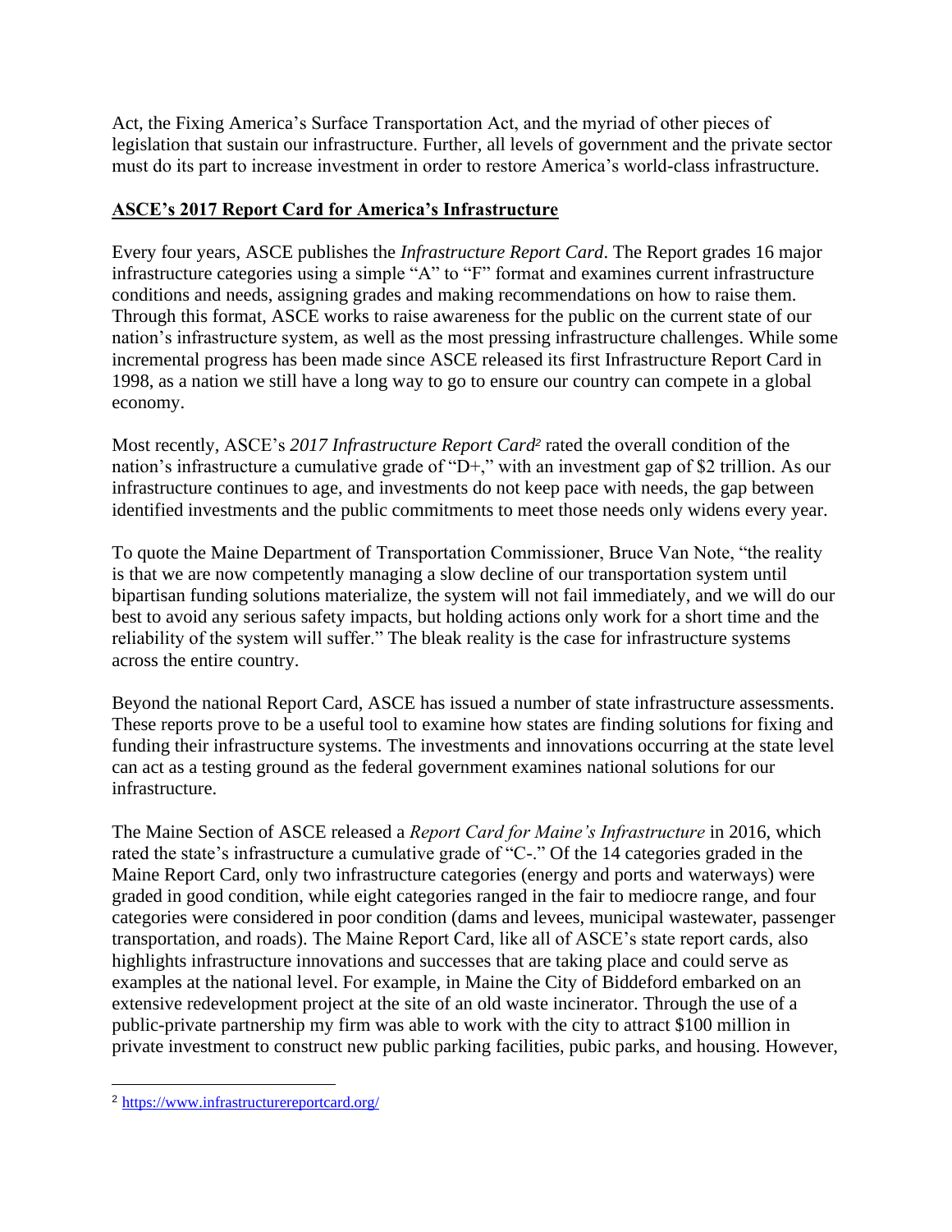Act, the Fixing America's Surface Transportation Act, and the myriad of other pieces of legislation that sustain our infrastructure. Further, all levels of government and the private sector must do its part to increase investment in order to restore America's world-class infrastructure.

## ASCE's 2017 Report Card for America's Infrastructure

Every four years, ASCE publishes the *Infrastructure Report Card*. The Report grades 16 major infrastructure categories using a simple "A" to "F" format and examines current infrastructure conditions and needs, assigning grades and making recommendations on how to raise them. Through this format, ASCE works to raise awareness for the public on the current state of our nation's infrastructure system, as well as the most pressing infrastructure challenges. While some incremental progress has been made since ASCE released its first Infrastructure Report Card in 1998, as a nation we still have a long way to go to ensure our country can compete in a global economy.

Most recently, ASCE's *2017 Infrastructure Report Card*[2] rated the overall condition of the nation's infrastructure a cumulative grade of "D+," with an investment gap of $2 trillion. As our infrastructure continues to age, and investments do not keep pace with needs, the gap between identified investments and the public commitments to meet those needs only widens every year.

To quote the Maine Department of Transportation Commissioner, Bruce Van Note, "the reality is that we are now competently managing a slow decline of our transportation system until bipartisan funding solutions materialize, the system will not fail immediately, and we will do our best to avoid any serious safety impacts, but holding actions only work for a short time and the reliability of the system will suffer." The bleak reality is the case for infrastructure systems across the entire country.

Beyond the national Report Card, ASCE has issued a number of state infrastructure assessments. These reports prove to be a useful tool to examine how states are finding solutions for fixing and funding their infrastructure systems. The investments and innovations occurring at the state level can act as a testing ground as the federal government examines national solutions for our infrastructure.

The Maine Section of ASCE released a *Report Card for Maine's Infrastructure* in 2016, which rated the state's infrastructure a cumulative grade of "C-." Of the 14 categories graded in the Maine Report Card, only two infrastructure categories (energy and ports and waterways) were graded in good condition, while eight categories ranged in the fair to mediocre range, and four categories were considered in poor condition (dams and levees, municipal wastewater, passenger transportation, and roads). The Maine Report Card, like all of ASCE's state report cards, also highlights infrastructure innovations and successes that are taking place and could serve as examples at the national level. For example, in Maine the City of Biddeford embarked on an extensive redevelopment project at the site of an old waste incinerator. Through the use of a public-private partnership my firm was able to work with the city to attract $100 million in private investment to construct new public parking facilities, pubic parks, and housing. However,

[2] https://www.infrastructurereportcard.org/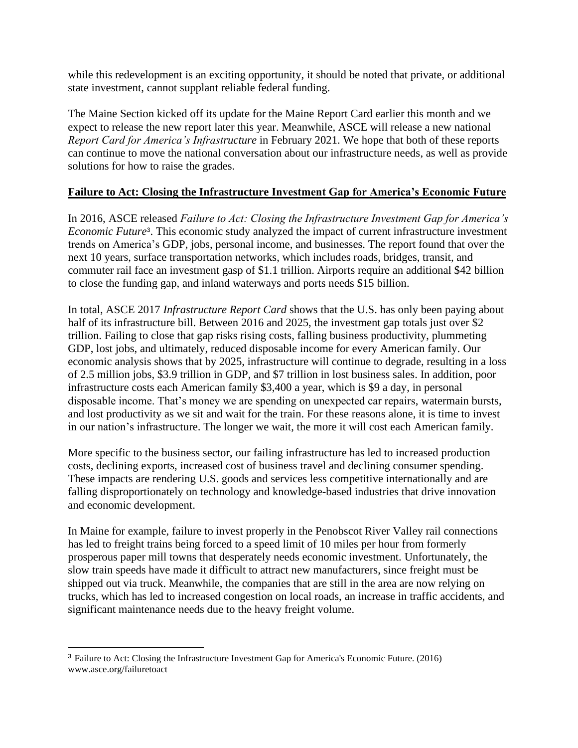while this redevelopment is an exciting opportunity, it should be noted that private, or additional state investment, cannot supplant reliable federal funding.

The Maine Section kicked off its update for the Maine Report Card earlier this month and we expect to release the new report later this year. Meanwhile, ASCE will release a new national *Report Card for America's Infrastructure* in February 2021. We hope that both of these reports can continue to move the national conversation about our infrastructure needs, as well as provide solutions for how to raise the grades.

## **Failure to Act: Closing the Infrastructure Investment Gap for America's Economic Future**

In 2016, ASCE released *Failure to Act: Closing the Infrastructure Investment Gap for America's Economic Future*[3]. This economic study analyzed the impact of current infrastructure investment trends on America's GDP, jobs, personal income, and businesses. The report found that over the next 10 years, surface transportation networks, which includes roads, bridges, transit, and commuter rail face an investment gasp of $1.1 trillion. Airports require an additional $42 billion to close the funding gap, and inland waterways and ports needs $15 billion.

In total, ASCE 2017 *Infrastructure Report Card* shows that the U.S. has only been paying about half of its infrastructure bill. Between 2016 and 2025, the investment gap totals just over $2 trillion. Failing to close that gap risks rising costs, falling business productivity, plummeting GDP, lost jobs, and ultimately, reduced disposable income for every American family. Our economic analysis shows that by 2025, infrastructure will continue to degrade, resulting in a loss of 2.5 million jobs, $3.9 trillion in GDP, and $7 trillion in lost business sales. In addition, poor infrastructure costs each American family $3,400 a year, which is $9 a day, in personal disposable income. That's money we are spending on unexpected car repairs, watermain bursts, and lost productivity as we sit and wait for the train. For these reasons alone, it is time to invest in our nation's infrastructure. The longer we wait, the more it will cost each American family.

More specific to the business sector, our failing infrastructure has led to increased production costs, declining exports, increased cost of business travel and declining consumer spending. These impacts are rendering U.S. goods and services less competitive internationally and are falling disproportionately on technology and knowledge-based industries that drive innovation and economic development.

In Maine for example, failure to invest properly in the Penobscot River Valley rail connections has led to freight trains being forced to a speed limit of 10 miles per hour from formerly prosperous paper mill towns that desperately needs economic investment. Unfortunately, the slow train speeds have made it difficult to attract new manufacturers, since freight must be shipped out via truck. Meanwhile, the companies that are still in the area are now relying on trucks, which has led to increased congestion on local roads, an increase in traffic accidents, and significant maintenance needs due to the heavy freight volume.

---

[3] Failure to Act: Closing the Infrastructure Investment Gap for America's Economic Future. (2016) www.asce.org/failuretoact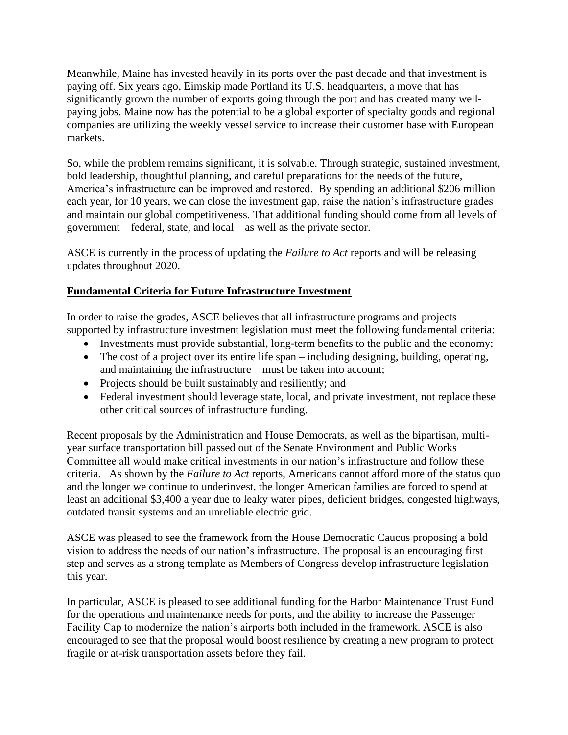Meanwhile, Maine has invested heavily in its ports over the past decade and that investment is paying off. Six years ago, Eimskip made Portland its U.S. headquarters, a move that has significantly grown the number of exports going through the port and has created many well-paying jobs. Maine now has the potential to be a global exporter of specialty goods and regional companies are utilizing the weekly vessel service to increase their customer base with European markets.

So, while the problem remains significant, it is solvable. Through strategic, sustained investment, bold leadership, thoughtful planning, and careful preparations for the needs of the future, America's infrastructure can be improved and restored. By spending an additional $206 million each year, for 10 years, we can close the investment gap, raise the nation's infrastructure grades and maintain our global competitiveness. That additional funding should come from all levels of government – federal, state, and local – as well as the private sector.

ASCE is currently in the process of updating the *Failure to Act* reports and will be releasing updates throughout 2020.

## **Fundamental Criteria for Future Infrastructure Investment**

In order to raise the grades, ASCE believes that all infrastructure programs and projects supported by infrastructure investment legislation must meet the following fundamental criteria:

- Investments must provide substantial, long-term benefits to the public and the economy;
- The cost of a project over its entire life span – including designing, building, operating, and maintaining the infrastructure – must be taken into account;
- Projects should be built sustainably and resiliently; and
- Federal investment should leverage state, local, and private investment, not replace these other critical sources of infrastructure funding.

Recent proposals by the Administration and House Democrats, as well as the bipartisan, multi-year surface transportation bill passed out of the Senate Environment and Public Works Committee all would make critical investments in our nation's infrastructure and follow these criteria. As shown by the *Failure to Act* reports, Americans cannot afford more of the status quo and the longer we continue to underinvest, the longer American families are forced to spend at least an additional $3,400 a year due to leaky water pipes, deficient bridges, congested highways, outdated transit systems and an unreliable electric grid.

ASCE was pleased to see the framework from the House Democratic Caucus proposing a bold vision to address the needs of our nation's infrastructure. The proposal is an encouraging first step and serves as a strong template as Members of Congress develop infrastructure legislation this year.

In particular, ASCE is pleased to see additional funding for the Harbor Maintenance Trust Fund for the operations and maintenance needs for ports, and the ability to increase the Passenger Facility Cap to modernize the nation's airports both included in the framework. ASCE is also encouraged to see that the proposal would boost resilience by creating a new program to protect fragile or at-risk transportation assets before they fail.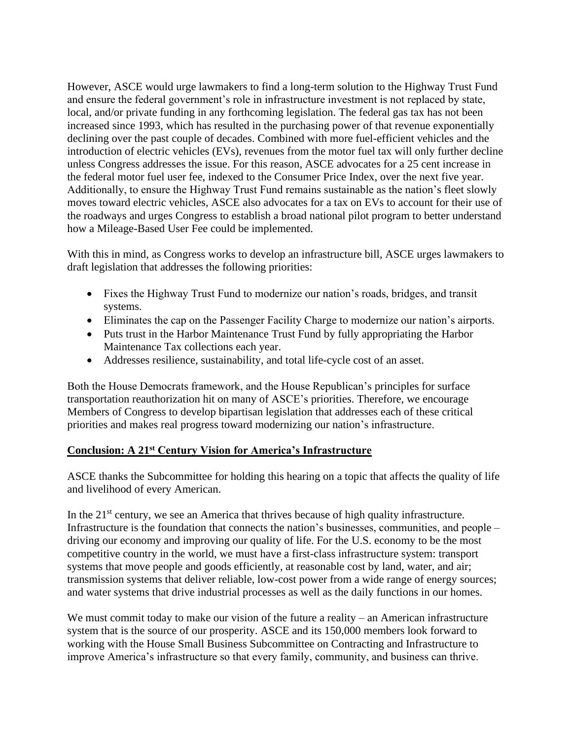However, ASCE would urge lawmakers to find a long-term solution to the Highway Trust Fund and ensure the federal government's role in infrastructure investment is not replaced by state, local, and/or private funding in any forthcoming legislation. The federal gas tax has not been increased since 1993, which has resulted in the purchasing power of that revenue exponentially declining over the past couple of decades. Combined with more fuel-efficient vehicles and the introduction of electric vehicles (EVs), revenues from the motor fuel tax will only further decline unless Congress addresses the issue. For this reason, ASCE advocates for a 25 cent increase in the federal motor fuel user fee, indexed to the Consumer Price Index, over the next five year. Additionally, to ensure the Highway Trust Fund remains sustainable as the nation's fleet slowly moves toward electric vehicles, ASCE also advocates for a tax on EVs to account for their use of the roadways and urges Congress to establish a broad national pilot program to better understand how a Mileage-Based User Fee could be implemented.

With this in mind, as Congress works to develop an infrastructure bill, ASCE urges lawmakers to draft legislation that addresses the following priorities:

- Fixes the Highway Trust Fund to modernize our nation's roads, bridges, and transit systems.
- Eliminates the cap on the Passenger Facility Charge to modernize our nation's airports.
- Puts trust in the Harbor Maintenance Trust Fund by fully appropriating the Harbor Maintenance Tax collections each year.
- Addresses resilience, sustainability, and total life-cycle cost of an asset.

Both the House Democrats framework, and the House Republican's principles for surface transportation reauthorization hit on many of ASCE's priorities. Therefore, we encourage Members of Congress to develop bipartisan legislation that addresses each of these critical priorities and makes real progress toward modernizing our nation's infrastructure.

## Conclusion: A 21st Century Vision for America's Infrastructure

ASCE thanks the Subcommittee for holding this hearing on a topic that affects the quality of life and livelihood of every American.

In the 21st century, we see an America that thrives because of high quality infrastructure. Infrastructure is the foundation that connects the nation's businesses, communities, and people – driving our economy and improving our quality of life. For the U.S. economy to be the most competitive country in the world, we must have a first-class infrastructure system: transport systems that move people and goods efficiently, at reasonable cost by land, water, and air; transmission systems that deliver reliable, low-cost power from a wide range of energy sources; and water systems that drive industrial processes as well as the daily functions in our homes.

We must commit today to make our vision of the future a reality – an American infrastructure system that is the source of our prosperity. ASCE and its 150,000 members look forward to working with the House Small Business Subcommittee on Contracting and Infrastructure to improve America's infrastructure so that every family, community, and business can thrive.